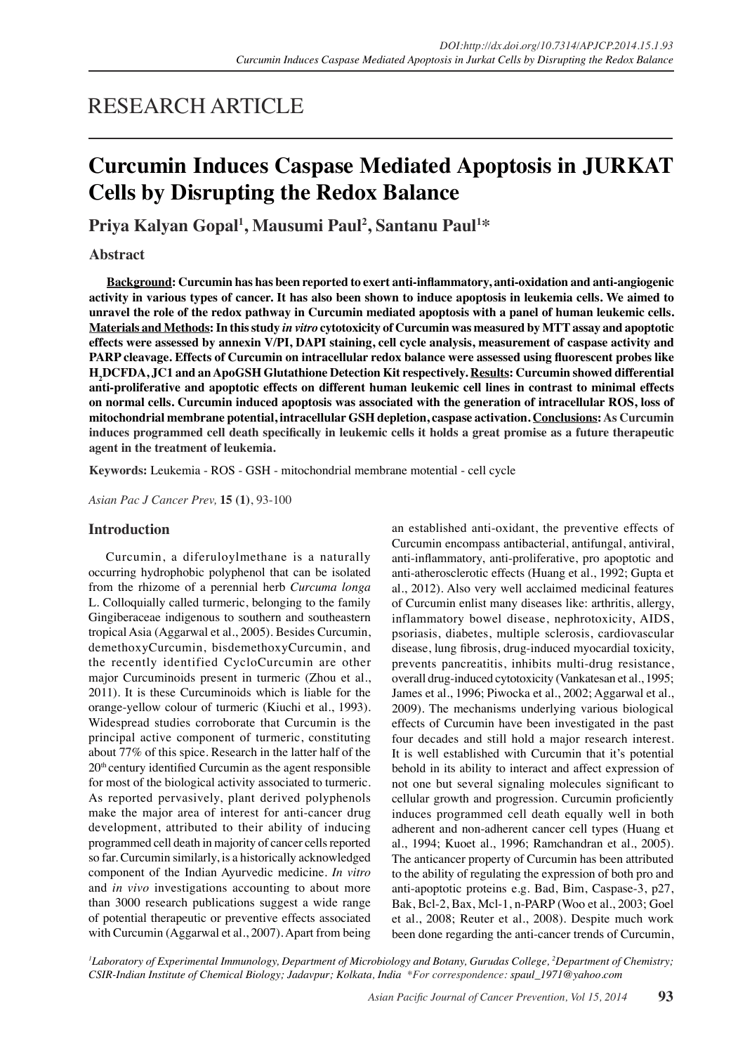RESEARCH ARTICLE

# Curcumin Induces Caspase Mediated Apoptosis in JURKAT Cells by Disrupting the Redox Balance

**Priya Kalyan Gopal[1], Mausumi Paul[2], Santanu Paul[1]***

## Abstract

**Background: Curcumin has has been reported to exert anti-inflammatory, anti-oxidation and anti-angiogenic activity in various types of cancer. It has also been shown to induce apoptosis in leukemia cells. We aimed to unravel the role of the redox pathway in Curcumin mediated apoptosis with a panel of human leukemic cells. Materials and Methods: In this study *in vitro* cytotoxicity of Curcumin was measured by MTT assay and apoptotic effects were assessed by annexin V/PI, DAPI staining, cell cycle analysis, measurement of caspase activity and PARP cleavage. Effects of Curcumin on intracellular redox balance were assessed using fluorescent probes like $H_2$DCFDA, JC1 and an ApoGSH Glutathione Detection Kit respectively. Results: Curcumin showed differential anti-proliferative and apoptotic effects on different human leukemic cell lines in contrast to minimal effects on normal cells. Curcumin induced apoptosis was associated with the generation of intracellular ROS, loss of mitochondrial membrane potential, intracellular GSH depletion, caspase activation. Conclusions: As Curcumin induces programmed cell death specifically in leukemic cells it holds a great promise as a future therapeutic agent in the treatment of leukemia.**

**Keywords:** Leukemia - ROS - GSH - mitochondrial membrane motential - cell cycle

*Asian Pac J Cancer Prev,* **15 (1)**, 93-100

## Introduction

Curcumin, a diferuloylmethane is a naturally occurring hydrophobic polyphenol that can be isolated from the rhizome of a perennial herb *Curcuma longa* L. Colloquially called turmeric, belonging to the family Gingiberaceae indigenous to southern and southeastern tropical Asia (Aggarwal et al., 2005). Besides Curcumin, demethoxyCurcumin, bisdemethoxyCurcumin, and the recently identified CycloCurcumin are other major Curcuminoids present in turmeric (Zhou et al., 2011). It is these Curcuminoids which is liable for the orange-yellow colour of turmeric (Kiuchi et al., 1993). Widespread studies corroborate that Curcumin is the principal active component of turmeric, constituting about 77% of this spice. Research in the latter half of the 20[th] century identified Curcumin as the agent responsible for most of the biological activity associated to turmeric. As reported pervasively, plant derived polyphenols make the major area of interest for anti-cancer drug development, attributed to their ability of inducing programmed cell death in majority of cancer cells reported so far. Curcumin similarly, is a historically acknowledged component of the Indian Ayurvedic medicine. *In vitro* and *in vivo* investigations accounting to about more than 3000 research publications suggest a wide range of potential therapeutic or preventive effects associated with Curcumin (Aggarwal et al., 2007). Apart from being an established anti-oxidant, the preventive effects of Curcumin encompass antibacterial, antifungal, antiviral, anti-inflammatory, anti-proliferative, pro apoptotic and anti-atherosclerotic effects (Huang et al., 1992; Gupta et al., 2012). Also very well acclaimed medicinal features of Curcumin enlist many diseases like: arthritis, allergy, inflammatory bowel disease, nephrotoxicity, AIDS, psoriasis, diabetes, multiple sclerosis, cardiovascular disease, lung fibrosis, drug-induced myocardial toxicity, prevents pancreatitis, inhibits multi-drug resistance, overall drug-induced cytotoxicity (Vankatesan et al., 1995; James et al., 1996; Piwocka et al., 2002; Aggarwal et al., 2009). The mechanisms underlying various biological effects of Curcumin have been investigated in the past four decades and still hold a major research interest. It is well established with Curcumin that it's potential behold in its ability to interact and affect expression of not one but several signaling molecules significant to cellular growth and progression. Curcumin proficiently induces programmed cell death equally well in both adherent and non-adherent cancer cell types (Huang et al., 1994; Kuoet al., 1996; Ramchandran et al., 2005). The anticancer property of Curcumin has been attributed to the ability of regulating the expression of both pro and anti-apoptotic proteins e.g. Bad, Bim, Caspase-3, p27, Bak, Bcl-2, Bax, Mcl-1, n-PARP (Woo et al., 2003; Goel et al., 2008; Reuter et al., 2008). Despite much work been done regarding the anti-cancer trends of Curcumin,

*[1]Laboratory of Experimental Immunology, Department of Microbiology and Botany, Gurudas College, [2]Department of Chemistry; CSIR-Indian Institute of Chemical Biology; Jadavpur; Kolkata, India \*For correspondence: spaul_1971@yahoo.com*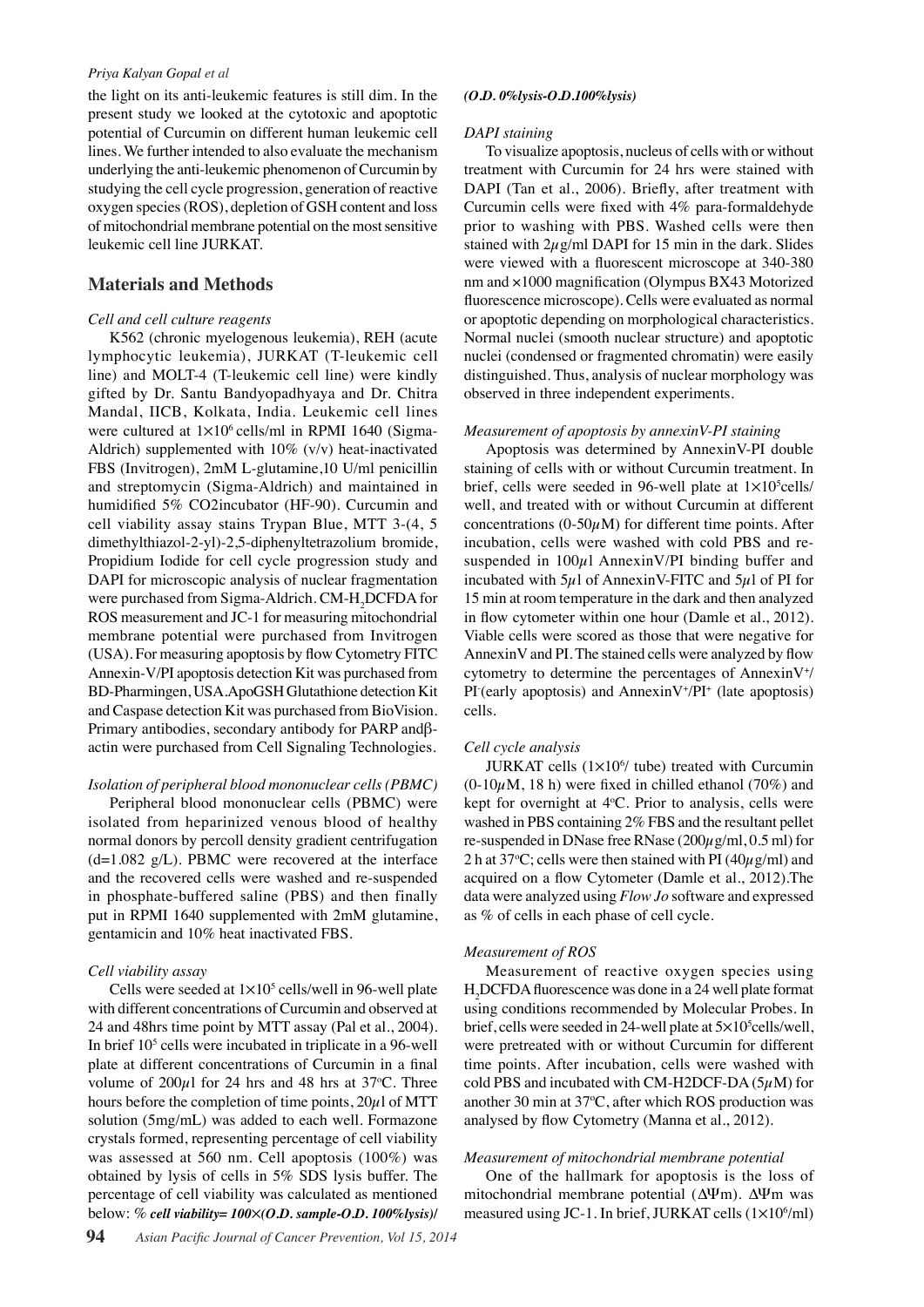the light on its anti-leukemic features is still dim. In the present study we looked at the cytotoxic and apoptotic potential of Curcumin on different human leukemic cell lines. We further intended to also evaluate the mechanism underlying the anti-leukemic phenomenon of Curcumin by studying the cell cycle progression, generation of reactive oxygen species (ROS), depletion of GSH content and loss of mitochondrial membrane potential on the most sensitive leukemic cell line JURKAT.

## Materials and Methods

*Cell and cell culture reagents*

K562 (chronic myelogenous leukemia), REH (acute lymphocytic leukemia), JURKAT (T-leukemic cell line) and MOLT-4 (T-leukemic cell line) were kindly gifted by Dr. Santu Bandyopadhyaya and Dr. Chitra Mandal, IICB, Kolkata, India. Leukemic cell lines were cultured at $1\times10^6$ cells/ml in RPMI 1640 (Sigma-Aldrich) supplemented with 10% (v/v) heat-inactivated FBS (Invitrogen), 2mM L-glutamine,10 U/ml penicillin and streptomycin (Sigma-Aldrich) and maintained in humidified 5% CO2incubator (HF-90). Curcumin and cell viability assay stains Trypan Blue, MTT 3-(4, 5 dimethylthiazol-2-yl)-2,5-diphenyltetrazolium bromide, Propidium Iodide for cell cycle progression study and DAPI for microscopic analysis of nuclear fragmentation were purchased from Sigma-Aldrich. CM-$H_2$DCFDA for ROS measurement and JC-1 for measuring mitochondrial membrane potential were purchased from Invitrogen (USA). For measuring apoptosis by flow Cytometry FITC Annexin-V/PI apoptosis detection Kit was purchased from BD-Pharmingen, USA.ApoGSH Glutathione detection Kit and Caspase detection Kit was purchased from BioVision. Primary antibodies, secondary antibody for PARP andβ-actin were purchased from Cell Signaling Technologies.

*Isolation of peripheral blood mononuclear cells (PBMC)*

Peripheral blood mononuclear cells (PBMC) were isolated from heparinized venous blood of healthy normal donors by percoll density gradient centrifugation (d=1.082 g/L). PBMC were recovered at the interface and the recovered cells were washed and re-suspended in phosphate-buffered saline (PBS) and then finally put in RPMI 1640 supplemented with 2mM glutamine, gentamicin and 10% heat inactivated FBS.

*Cell viability assay*

Cells were seeded at $1\times10^5$ cells/well in 96-well plate with different concentrations of Curcumin and observed at 24 and 48hrs time point by MTT assay (Pal et al., 2004). In brief $10^5$ cells were incubated in triplicate in a 96-well plate at different concentrations of Curcumin in a final volume of 200$\mu$l for 24 hrs and 48 hrs at 37°C. Three hours before the completion of time points, 20$\mu$l of MTT solution (5mg/mL) was added to each well. Formazone crystals formed, representing percentage of cell viability was assessed at 560 nm. Cell apoptosis (100%) was obtained by lysis of cells in 5% SDS lysis buffer. The percentage of cell viability was calculated as mentioned below: % ***cell viability= 100×(O.D. sample-O.D. 100%lysis)/(O.D. 0%lysis-O.D.100%lysis)***

*DAPI staining*

To visualize apoptosis, nucleus of cells with or without treatment with Curcumin for 24 hrs were stained with DAPI (Tan et al., 2006). Briefly, after treatment with Curcumin cells were fixed with 4% para-formaldehyde prior to washing with PBS. Washed cells were then stained with 2$\mu$g/ml DAPI for 15 min in the dark. Slides were viewed with a fluorescent microscope at 340-380 nm and ×1000 magnification (Olympus BX43 Motorized fluorescence microscope). Cells were evaluated as normal or apoptotic depending on morphological characteristics. Normal nuclei (smooth nuclear structure) and apoptotic nuclei (condensed or fragmented chromatin) were easily distinguished. Thus, analysis of nuclear morphology was observed in three independent experiments.

*Measurement of apoptosis by annexinV-PI staining*

Apoptosis was determined by AnnexinV-PI double staining of cells with or without Curcumin treatment. In brief, cells were seeded in 96-well plate at $1\times10^5$cells/well, and treated with or without Curcumin at different concentrations (0-50$\mu$M) for different time points. After incubation, cells were washed with cold PBS and re-suspended in 100$\mu$l AnnexinV/PI binding buffer and incubated with 5$\mu$l of AnnexinV-FITC and 5$\mu$l of PI for 15 min at room temperature in the dark and then analyzed in flow cytometer within one hour (Damle et al., 2012). Viable cells were scored as those that were negative for AnnexinV and PI. The stained cells were analyzed by flow cytometry to determine the percentages of AnnexinV$^+$/PI$^-$(early apoptosis) and AnnexinV$^+$/PI$^+$ (late apoptosis) cells.

*Cell cycle analysis*

JURKAT cells ($1\times10^6$/ tube) treated with Curcumin (0-10$\mu$M, 18 h) were fixed in chilled ethanol (70%) and kept for overnight at 4°C. Prior to analysis, cells were washed in PBS containing 2% FBS and the resultant pellet re-suspended in DNase free RNase (200$\mu$g/ml, 0.5 ml) for 2 h at 37°C; cells were then stained with PI (40$\mu$g/ml) and acquired on a flow Cytometer (Damle et al., 2012).The data were analyzed using *Flow Jo* software and expressed as % of cells in each phase of cell cycle.

*Measurement of ROS*

Measurement of reactive oxygen species using $H_2$DCFDA fluorescence was done in a 24 well plate format using conditions recommended by Molecular Probes. In brief, cells were seeded in 24-well plate at $5\times10^5$cells/well, were pretreated with or without Curcumin for different time points. After incubation, cells were washed with cold PBS and incubated with CM-H2DCF-DA (5$\mu$M) for another 30 min at 37°C, after which ROS production was analysed by flow Cytometry (Manna et al., 2012).

*Measurement of mitochondrial membrane potential*

One of the hallmark for apoptosis is the loss of mitochondrial membrane potential ($\Delta\Psi$m). $\Delta\Psi$m was measured using JC-1. In brief, JURKAT cells ($1\times10^6$/ml)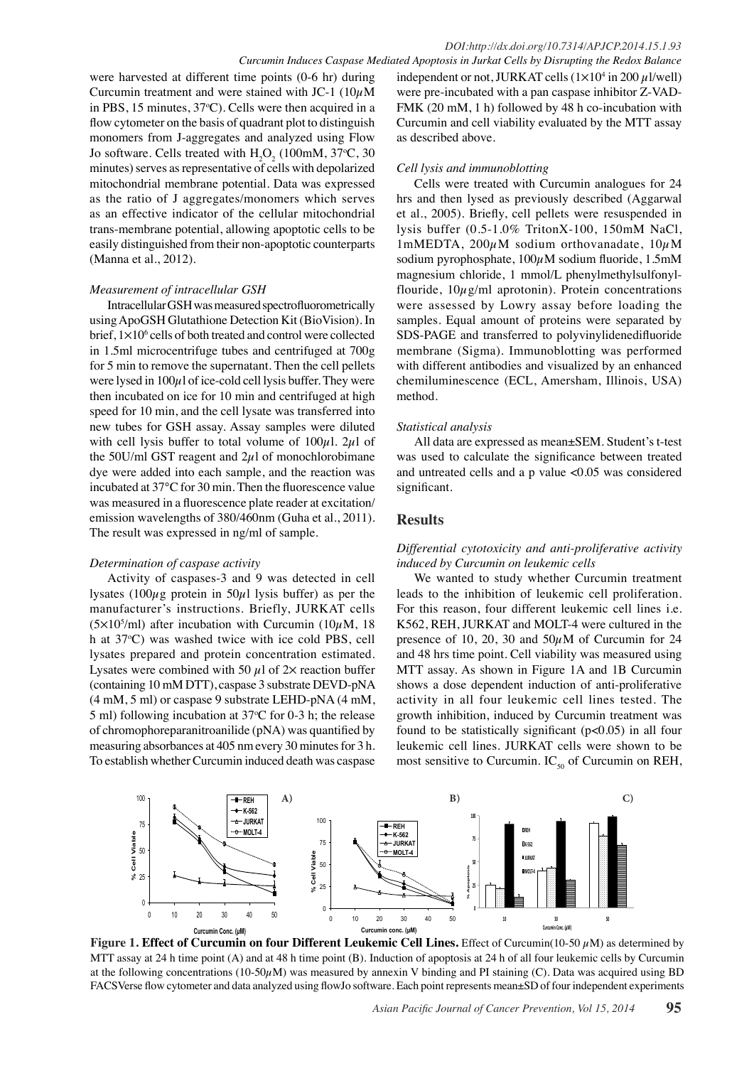were harvested at different time points (0-6 hr) during Curcumin treatment and were stained with JC-1 (10μM in PBS, 15 minutes, 37°C). Cells were then acquired in a flow cytometer on the basis of quadrant plot to distinguish monomers from J-aggregates and analyzed using Flow Jo software. Cells treated with $H_2O_2$ (100mM, 37°C, 30 minutes) serves as representative of cells with depolarized mitochondrial membrane potential. Data was expressed as the ratio of J aggregates/monomers which serves as an effective indicator of the cellular mitochondrial trans-membrane potential, allowing apoptotic cells to be easily distinguished from their non-apoptotic counterparts (Manna et al., 2012).

*Measurement of intracellular GSH*

Intracellular GSH was measured spectrofluorometrically using ApoGSH Glutathione Detection Kit (BioVision). In brief, $1\times10^6$ cells of both treated and control were collected in 1.5ml microcentrifuge tubes and centrifuged at 700g for 5 min to remove the supernatant. Then the cell pellets were lysed in 100μl of ice-cold cell lysis buffer. They were then incubated on ice for 10 min and centrifuged at high speed for 10 min, and the cell lysate was transferred into new tubes for GSH assay. Assay samples were diluted with cell lysis buffer to total volume of 100μl. 2μl of the 50U/ml GST reagent and 2μl of monochlorobimane dye were added into each sample, and the reaction was incubated at 37°C for 30 min. Then the fluorescence value was measured in a fluorescence plate reader at excitation/emission wavelengths of 380/460nm (Guha et al., 2011). The result was expressed in ng/ml of sample.

*Determination of caspase activity*

Activity of caspases-3 and 9 was detected in cell lysates (100μg protein in 50μl lysis buffer) as per the manufacturer's instructions. Briefly, JURKAT cells ($5\times10^5$/ml) after incubation with Curcumin (10μM, 18 h at 37°C) was washed twice with ice cold PBS, cell lysates prepared and protein concentration estimated. Lysates were combined with 50 μl of 2× reaction buffer (containing 10 mM DTT), caspase 3 substrate DEVD-pNA (4 mM, 5 ml) or caspase 9 substrate LEHD-pNA (4 mM, 5 ml) following incubation at 37°C for 0-3 h; the release of chromophoreparanitroanilide (pNA) was quantified by measuring absorbances at 405 nm every 30 minutes for 3 h. To establish whether Curcumin induced death was caspase independent or not, JURKAT cells ($1\times10^4$ in 200 μl/well) were pre-incubated with a pan caspase inhibitor Z-VAD-FMK (20 mM, 1 h) followed by 48 h co-incubation with Curcumin and cell viability evaluated by the MTT assay as described above.

*Cell lysis and immunoblotting*

Cells were treated with Curcumin analogues for 24 hrs and then lysed as previously described (Aggarwal et al., 2005). Briefly, cell pellets were resuspended in lysis buffer (0.5-1.0% TritonX-100, 150mM NaCl, 1mMEDTA, 200μM sodium orthovanadate, 10μM sodium pyrophosphate, 100μM sodium fluoride, 1.5mM magnesium chloride, 1 mmol/L phenylmethylsulfonylflouride, 10μg/ml aprotonin). Protein concentrations were assessed by Lowry assay before loading the samples. Equal amount of proteins were separated by SDS-PAGE and transferred to polyvinylidenedifluoride membrane (Sigma). Immunoblotting was performed with different antibodies and visualized by an enhanced chemiluminescence (ECL, Amersham, Illinois, USA) method.

*Statistical analysis*

All data are expressed as mean±SEM. Student's t-test was used to calculate the significance between treated and untreated cells and a p value <0.05 was considered significant.

## Results

*Differential cytotoxicity and anti-proliferative activity induced by Curcumin on leukemic cells*

We wanted to study whether Curcumin treatment leads to the inhibition of leukemic cell proliferation. For this reason, four different leukemic cell lines i.e. K562, REH, JURKAT and MOLT-4 were cultured in the presence of 10, 20, 30 and 50μM of Curcumin for 24 and 48 hrs time point. Cell viability was measured using MTT assay. As shown in Figure 1A and 1B Curcumin shows a dose dependent induction of anti-proliferative activity in all four leukemic cell lines tested. The growth inhibition, induced by Curcumin treatment was found to be statistically significant ($p<0.05$) in all four leukemic cell lines. JURKAT cells were shown to be most sensitive to Curcumin. $IC_{50}$ of Curcumin on REH,

**Figure 1. Effect of Curcumin on four Different Leukemic Cell Lines.** Effect of Curcumin(10-50 μM) as determined by MTT assay at 24 h time point (A) and at 48 h time point (B). Induction of apoptosis at 24 h of all four leukemic cells by Curcumin at the following concentrations (10-50μM) was measured by annexin V binding and PI staining (C). Data was acquired using BD FACSVerse flow cytometer and data analyzed using flowJo software. Each point represents mean±SD of four independent experiments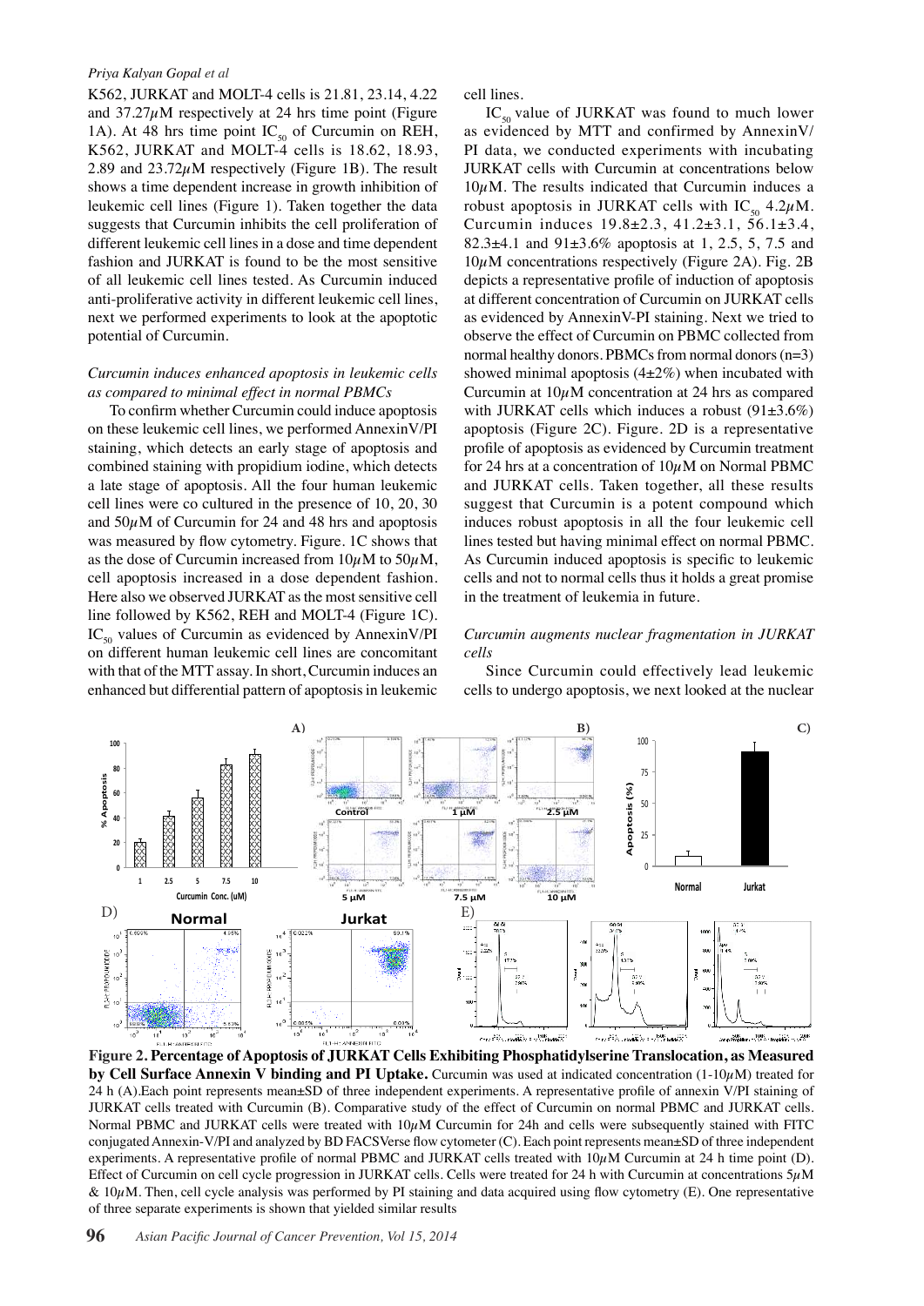K562, JURKAT and MOLT-4 cells is 21.81, 23.14, 4.22 and 37.27$\mu$M respectively at 24 hrs time point (Figure 1A). At 48 hrs time point $IC_{50}$ of Curcumin on REH, K562, JURKAT and MOLT-4 cells is 18.62, 18.93, 2.89 and 23.72$\mu$M respectively (Figure 1B). The result shows a time dependent increase in growth inhibition of leukemic cell lines (Figure 1). Taken together the data suggests that Curcumin inhibits the cell proliferation of different leukemic cell lines in a dose and time dependent fashion and JURKAT is found to be the most sensitive of all leukemic cell lines tested. As Curcumin induced anti-proliferative activity in different leukemic cell lines, next we performed experiments to look at the apoptotic potential of Curcumin.

*Curcumin induces enhanced apoptosis in leukemic cells as compared to minimal effect in normal PBMCs*

To confirm whether Curcumin could induce apoptosis on these leukemic cell lines, we performed AnnexinV/PI staining, which detects an early stage of apoptosis and combined staining with propidium iodine, which detects a late stage of apoptosis. All the four human leukemic cell lines were co cultured in the presence of 10, 20, 30 and 50$\mu$M of Curcumin for 24 and 48 hrs and apoptosis was measured by flow cytometry. Figure. 1C shows that as the dose of Curcumin increased from 10$\mu$M to 50$\mu$M, cell apoptosis increased in a dose dependent fashion. Here also we observed JURKAT as the most sensitive cell line followed by K562, REH and MOLT-4 (Figure 1C). $IC_{50}$ values of Curcumin as evidenced by AnnexinV/PI on different human leukemic cell lines are concomitant with that of the MTT assay. In short, Curcumin induces an enhanced but differential pattern of apoptosis in leukemic cell lines.

$IC_{50}$ value of JURKAT was found to much lower as evidenced by MTT and confirmed by AnnexinV/PI data, we conducted experiments with incubating JURKAT cells with Curcumin at concentrations below 10$\mu$M. The results indicated that Curcumin induces a robust apoptosis in JURKAT cells with $IC_{50}$ 4.2$\mu$M. Curcumin induces 19.8±2.3, 41.2±3.1, 56.1±3.4, 82.3±4.1 and 91±3.6% apoptosis at 1, 2.5, 5, 7.5 and 10$\mu$M concentrations respectively (Figure 2A). Fig. 2B depicts a representative profile of induction of apoptosis at different concentration of Curcumin on JURKAT cells as evidenced by AnnexinV-PI staining. Next we tried to observe the effect of Curcumin on PBMC collected from normal healthy donors. PBMCs from normal donors (n=3) showed minimal apoptosis (4±2%) when incubated with Curcumin at 10$\mu$M concentration at 24 hrs as compared with JURKAT cells which induces a robust (91±3.6%) apoptosis (Figure 2C). Figure. 2D is a representative profile of apoptosis as evidenced by Curcumin treatment for 24 hrs at a concentration of 10$\mu$M on Normal PBMC and JURKAT cells. Taken together, all these results suggest that Curcumin is a potent compound which induces robust apoptosis in all the four leukemic cell lines tested but having minimal effect on normal PBMC. As Curcumin induced apoptosis is specific to leukemic cells and not to normal cells thus it holds a great promise in the treatment of leukemia in future.

*Curcumin augments nuclear fragmentation in JURKAT cells*

Since Curcumin could effectively lead leukemic cells to undergo apoptosis, we next looked at the nuclear

**Figure 2. Percentage of Apoptosis of JURKAT Cells Exhibiting Phosphatidylserine Translocation, as Measured by Cell Surface Annexin V binding and PI Uptake.** Curcumin was used at indicated concentration (1-10$\mu$M) treated for 24 h (A).Each point represents mean±SD of three independent experiments. A representative profile of annexin V/PI staining of JURKAT cells treated with Curcumin (B). Comparative study of the effect of Curcumin on normal PBMC and JURKAT cells. Normal PBMC and JURKAT cells were treated with 10$\mu$M Curcumin for 24h and cells were subsequently stained with FITC conjugated Annexin-V/PI and analyzed by BD FACSVerse flow cytometer (C). Each point represents mean±SD of three independent experiments. A representative profile of normal PBMC and JURKAT cells treated with 10$\mu$M Curcumin at 24 h time point (D). Effect of Curcumin on cell cycle progression in JURKAT cells. Cells were treated for 24 h with Curcumin at concentrations 5$\mu$M & 10$\mu$M. Then, cell cycle analysis was performed by PI staining and data acquired using flow cytometry (E). One representative of three separate experiments is shown that yielded similar results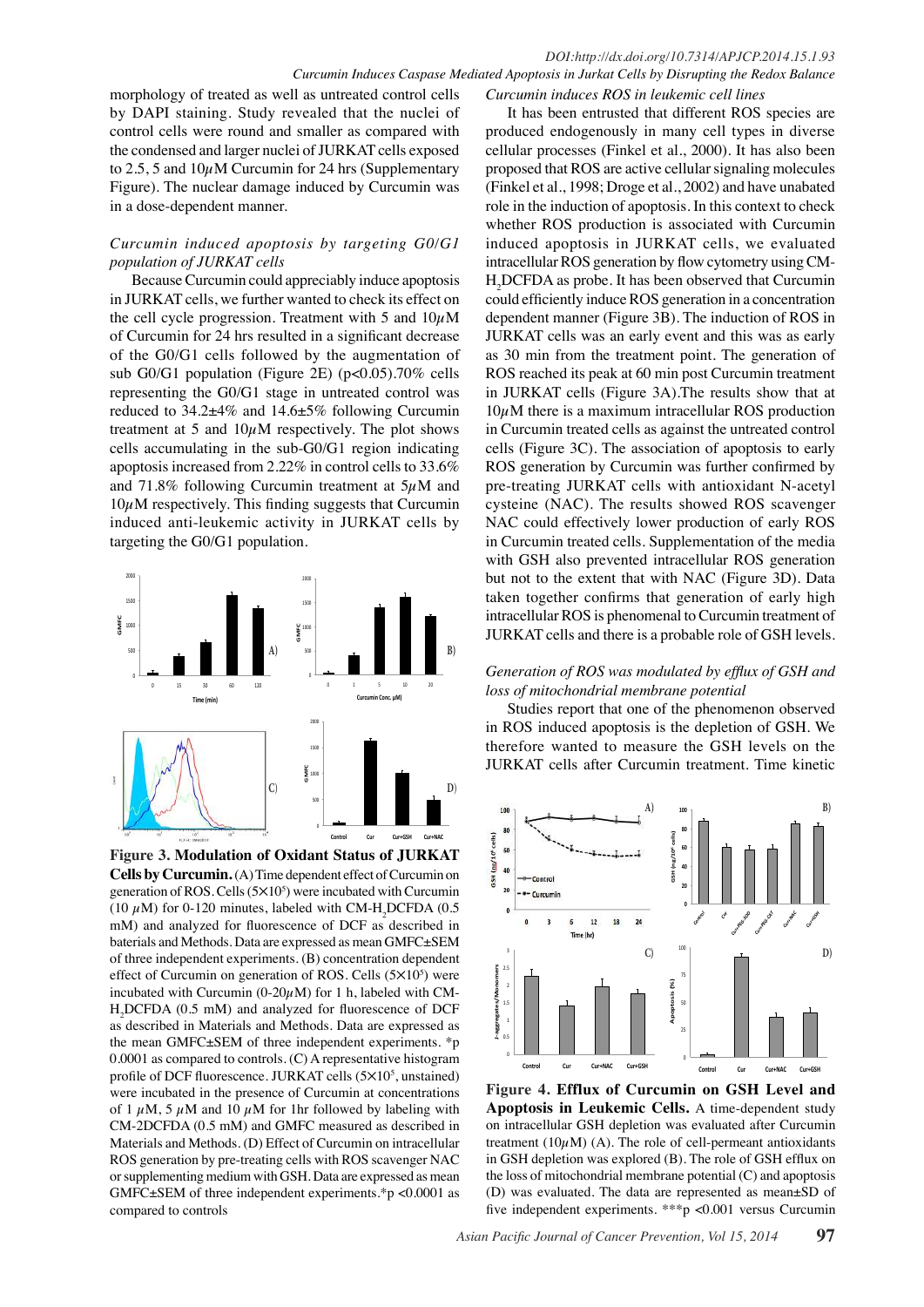morphology of treated as well as untreated control cells by DAPI staining. Study revealed that the nuclei of control cells were round and smaller as compared with the condensed and larger nuclei of JURKAT cells exposed to 2.5, 5 and 10$\mu$M Curcumin for 24 hrs (Supplementary Figure). The nuclear damage induced by Curcumin was in a dose-dependent manner.

### *Curcumin induced apoptosis by targeting G0/G1 population of JURKAT cells*

Because Curcumin could appreciably induce apoptosis in JURKAT cells, we further wanted to check its effect on the cell cycle progression. Treatment with 5 and 10$\mu$M of Curcumin for 24 hrs resulted in a significant decrease of the G0/G1 cells followed by the augmentation of sub G0/G1 population (Figure 2E) ($p<0.05$).70% cells representing the G0/G1 stage in untreated control was reduced to 34.2±4% and 14.6±5% following Curcumin treatment at 5 and 10$\mu$M respectively. The plot shows cells accumulating in the sub-G0/G1 region indicating apoptosis increased from 2.22% in control cells to 33.6% and 71.8% following Curcumin treatment at 5$\mu$M and 10$\mu$M respectively. This finding suggests that Curcumin induced anti-leukemic activity in JURKAT cells by targeting the G0/G1 population.

**Figure 3. Modulation of Oxidant Status of JURKAT Cells by Curcumin.** (A) Time dependent effect of Curcumin on generation of ROS. Cells ($5\times10^5$) were incubated with Curcumin (10 $\mu$M) for 0-120 minutes, labeled with CM-$H_2$DCFDA (0.5 mM) and analyzed for fluorescence of DCF as described in baterials and Methods. Data are expressed as mean GMFC±SEM of three independent experiments. (B) concentration dependent effect of Curcumin on generation of ROS. Cells ($5\times10^5$) were incubated with Curcumin (0-20$\mu$M) for 1 h, labeled with CM-$H_2$DCFDA (0.5 mM) and analyzed for fluorescence of DCF as described in Materials and Methods. Data are expressed as the mean GMFC±SEM of three independent experiments. *p 0.0001 as compared to controls. (C) A representative histogram profile of DCF fluorescence. JURKAT cells ($5\times10^5$, unstained) were incubated in the presence of Curcumin at concentrations of 1 $\mu$M, 5 $\mu$M and 10 $\mu$M for 1hr followed by labeling with CM-2DCFDA (0.5 mM) and GMFC measured as described in Materials and Methods. (D) Effect of Curcumin on intracellular ROS generation by pre-treating cells with ROS scavenger NAC or supplementing medium with GSH. Data are expressed as mean GMFC±SEM of three independent experiments.*$p<0.0001$ as compared to controls

### *Curcumin induces ROS in leukemic cell lines*

It has been entrusted that different ROS species are produced endogenously in many cell types in diverse cellular processes (Finkel et al., 2000). It has also been proposed that ROS are active cellular signaling molecules (Finkel et al., 1998; Droge et al., 2002) and have unabated role in the induction of apoptosis. In this context to check whether ROS production is associated with Curcumin induced apoptosis in JURKAT cells, we evaluated intracellular ROS generation by flow cytometry using CM-$H_2$DCFDA as probe. It has been observed that Curcumin could efficiently induce ROS generation in a concentration dependent manner (Figure 3B). The induction of ROS in JURKAT cells was an early event and this was as early as 30 min from the treatment point. The generation of ROS reached its peak at 60 min post Curcumin treatment in JURKAT cells (Figure 3A).The results show that at 10$\mu$M there is a maximum intracellular ROS production in Curcumin treated cells as against the untreated control cells (Figure 3C). The association of apoptosis to early ROS generation by Curcumin was further confirmed by pre-treating JURKAT cells with antioxidant N-acetyl cysteine (NAC). The results showed ROS scavenger NAC could effectively lower production of early ROS in Curcumin treated cells. Supplementation of the media with GSH also prevented intracellular ROS generation but not to the extent that with NAC (Figure 3D). Data taken together confirms that generation of early high intracellular ROS is phenomenal to Curcumin treatment of JURKAT cells and there is a probable role of GSH levels.

### *Generation of ROS was modulated by efflux of GSH and loss of mitochondrial membrane potential*

Studies report that one of the phenomenon observed in ROS induced apoptosis is the depletion of GSH. We therefore wanted to measure the GSH levels on the JURKAT cells after Curcumin treatment. Time kinetic

**Figure 4. Efflux of Curcumin on GSH Level and Apoptosis in Leukemic Cells.** A time-dependent study on intracellular GSH depletion was evaluated after Curcumin treatment (10$\mu$M) (A). The role of cell-permeant antioxidants in GSH depletion was explored (B). The role of GSH efflux on the loss of mitochondrial membrane potential (C) and apoptosis (D) was evaluated. The data are represented as mean±SD of five independent experiments. ***$p<0.001$ versus Curcumin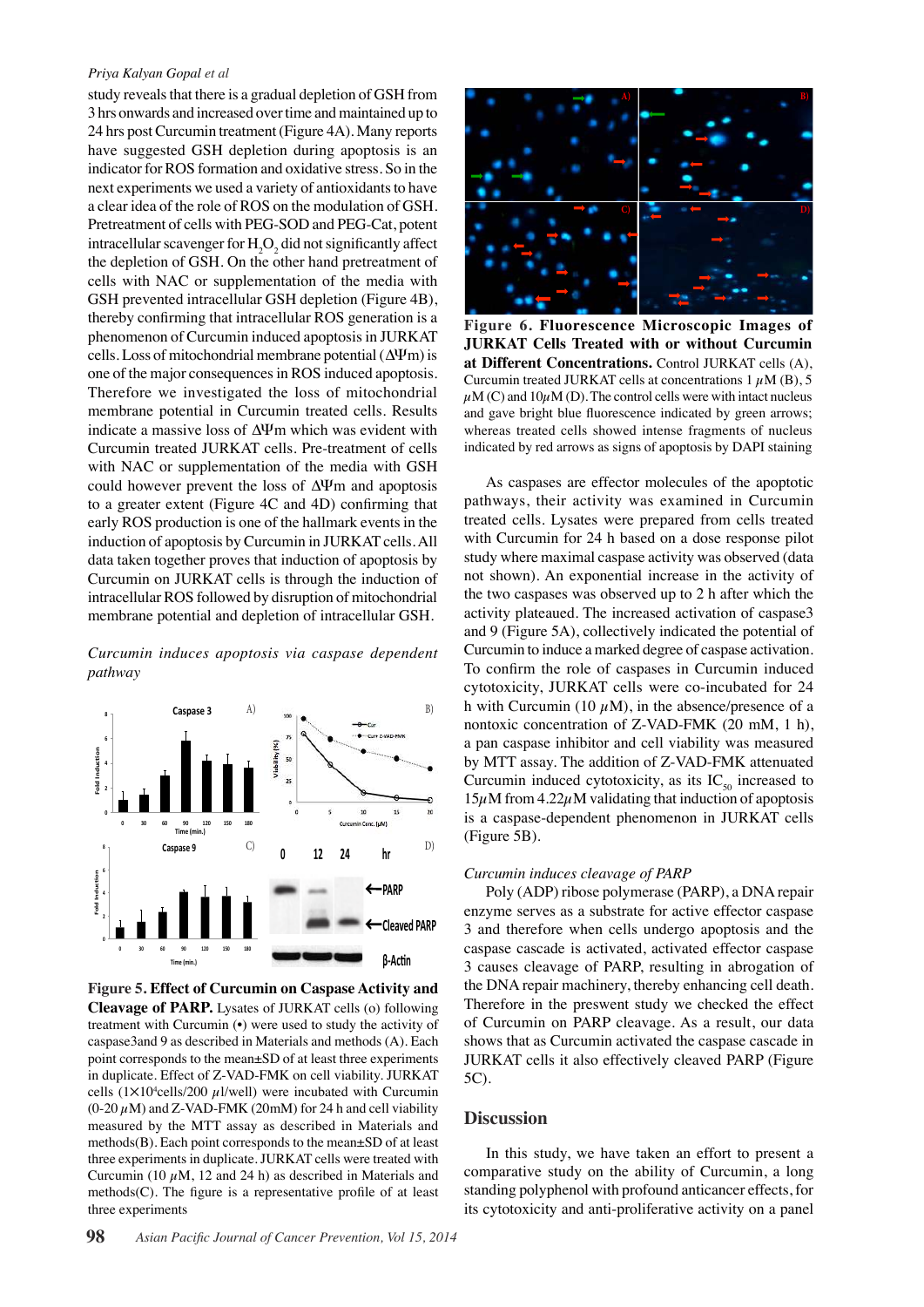study reveals that there is a gradual depletion of GSH from 3 hrs onwards and increased over time and maintained up to 24 hrs post Curcumin treatment (Figure 4A). Many reports have suggested GSH depletion during apoptosis is an indicator for ROS formation and oxidative stress. So in the next experiments we used a variety of antioxidants to have a clear idea of the role of ROS on the modulation of GSH. Pretreatment of cells with PEG-SOD and PEG-Cat, potent intracellular scavenger for $H_2O_2$ did not significantly affect the depletion of GSH. On the other hand pretreatment of cells with NAC or supplementation of the media with GSH prevented intracellular GSH depletion (Figure 4B), thereby confirming that intracellular ROS generation is a phenomenon of Curcumin induced apoptosis in JURKAT cells. Loss of mitochondrial membrane potential ($\Delta\Psi$m) is one of the major consequences in ROS induced apoptosis. Therefore we investigated the loss of mitochondrial membrane potential in Curcumin treated cells. Results indicate a massive loss of $\Delta\Psi$m which was evident with Curcumin treated JURKAT cells. Pre-treatment of cells with NAC or supplementation of the media with GSH could however prevent the loss of $\Delta\Psi$m and apoptosis to a greater extent (Figure 4C and 4D) confirming that early ROS production is one of the hallmark events in the induction of apoptosis by Curcumin in JURKAT cells. All data taken together proves that induction of apoptosis by Curcumin on JURKAT cells is through the induction of intracellular ROS followed by disruption of mitochondrial membrane potential and depletion of intracellular GSH.

*Curcumin induces apoptosis via caspase dependent pathway*

**Figure 5. Effect of Curcumin on Caspase Activity and Cleavage of PARP.** Lysates of JURKAT cells (o) following treatment with Curcumin (•) were used to study the activity of caspase3and 9 as described in Materials and methods (A). Each point corresponds to the mean±SD of at least three experiments in duplicate. Effect of Z-VAD-FMK on cell viability. JURKAT cells (1×10$^4$cells/200 $\mu$l/well) were incubated with Curcumin (0-20 $\mu$M) and Z-VAD-FMK (20mM) for 24 h and cell viability measured by the MTT assay as described in Materials and methods(B). Each point corresponds to the mean±SD of at least three experiments in duplicate. JURKAT cells were treated with Curcumin (10 $\mu$M, 12 and 24 h) as described in Materials and methods(C). The figure is a representative profile of at least three experiments

**Figure 6. Fluorescence Microscopic Images of JURKAT Cells Treated with or without Curcumin at Different Concentrations.** Control JURKAT cells (A), Curcumin treated JURKAT cells at concentrations 1 $\mu$M (B), 5 $\mu$M (C) and 10$\mu$M (D). The control cells were with intact nucleus and gave bright blue fluorescence indicated by green arrows; whereas treated cells showed intense fragments of nucleus indicated by red arrows as signs of apoptosis by DAPI staining

As caspases are effector molecules of the apoptotic pathways, their activity was examined in Curcumin treated cells. Lysates were prepared from cells treated with Curcumin for 24 h based on a dose response pilot study where maximal caspase activity was observed (data not shown). An exponential increase in the activity of the two caspases was observed up to 2 h after which the activity plateaued. The increased activation of caspase3 and 9 (Figure 5A), collectively indicated the potential of Curcumin to induce a marked degree of caspase activation. To confirm the role of caspases in Curcumin induced cytotoxicity, JURKAT cells were co-incubated for 24 h with Curcumin (10 $\mu$M), in the absence/presence of a nontoxic concentration of Z-VAD-FMK (20 mM, 1 h), a pan caspase inhibitor and cell viability was measured by MTT assay. The addition of Z-VAD-FMK attenuated Curcumin induced cytotoxicity, as its $IC_{50}$ increased to 15$\mu$M from 4.22$\mu$M validating that induction of apoptosis is a caspase-dependent phenomenon in JURKAT cells (Figure 5B).

*Curcumin induces cleavage of PARP*

Poly (ADP) ribose polymerase (PARP), a DNA repair enzyme serves as a substrate for active effector caspase 3 and therefore when cells undergo apoptosis and the caspase cascade is activated, activated effector caspase 3 causes cleavage of PARP, resulting in abrogation of the DNA repair machinery, thereby enhancing cell death. Therefore in the present study we checked the effect of Curcumin on PARP cleavage. As a result, our data shows that as Curcumin activated the caspase cascade in JURKAT cells it also effectively cleaved PARP (Figure 5C).

## Discussion

In this study, we have taken an effort to present a comparative study on the ability of Curcumin, a long standing polyphenol with profound anticancer effects, for its cytotoxicity and anti-proliferative activity on a panel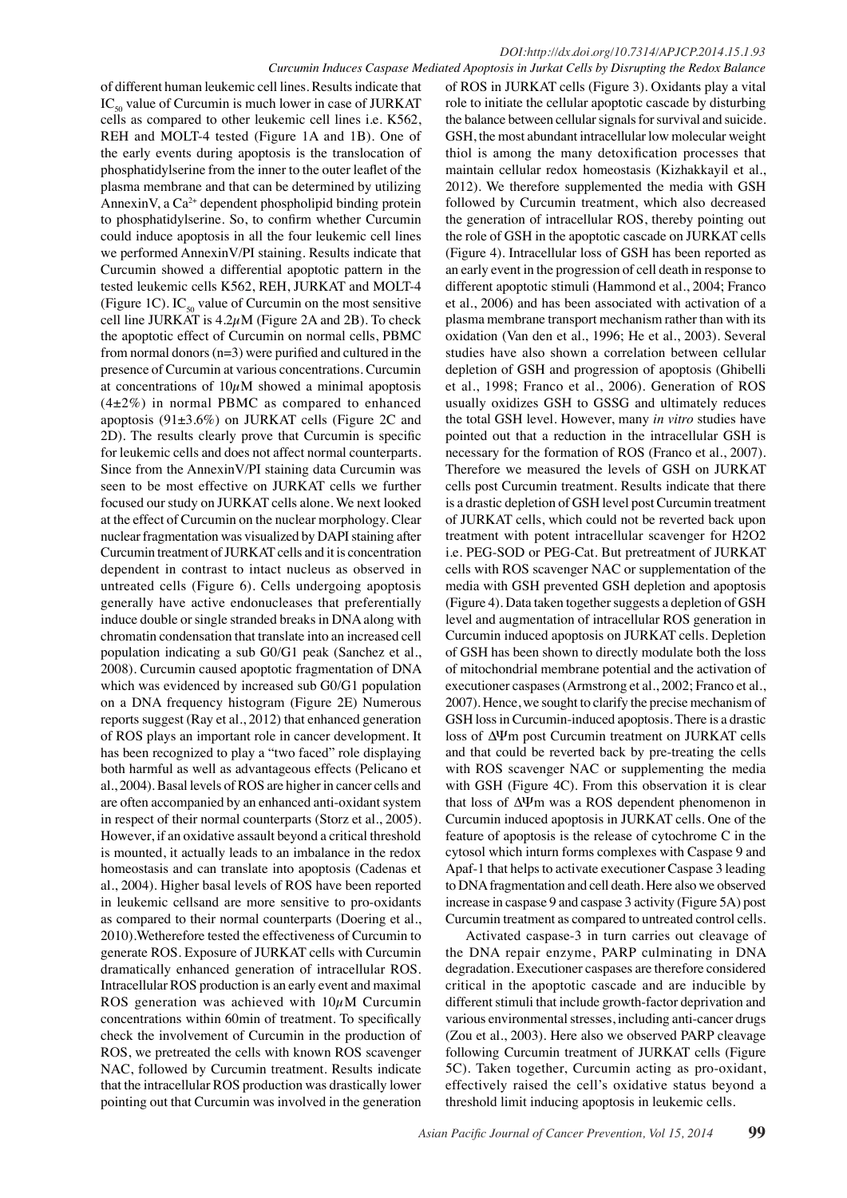of different human leukemic cell lines. Results indicate that $IC_{50}$ value of Curcumin is much lower in case of JURKAT cells as compared to other leukemic cell lines i.e. K562, REH and MOLT-4 tested (Figure 1A and 1B). One of the early events during apoptosis is the translocation of phosphatidylserine from the inner to the outer leaflet of the plasma membrane and that can be determined by utilizing AnnexinV, a $Ca^{2+}$ dependent phospholipid binding protein to phosphatidylserine. So, to confirm whether Curcumin could induce apoptosis in all the four leukemic cell lines we performed AnnexinV/PI staining. Results indicate that Curcumin showed a differential apoptotic pattern in the tested leukemic cells K562, REH, JURKAT and MOLT-4 (Figure 1C). $IC_{50}$ value of Curcumin on the most sensitive cell line JURKAT is 4.2$\mu$M (Figure 2A and 2B). To check the apoptotic effect of Curcumin on normal cells, PBMC from normal donors (n=3) were purified and cultured in the presence of Curcumin at various concentrations. Curcumin at concentrations of 10$\mu$M showed a minimal apoptosis (4±2%) in normal PBMC as compared to enhanced apoptosis (91±3.6%) on JURKAT cells (Figure 2C and 2D). The results clearly prove that Curcumin is specific for leukemic cells and does not affect normal counterparts. Since from the AnnexinV/PI staining data Curcumin was seen to be most effective on JURKAT cells we further focused our study on JURKAT cells alone. We next looked at the effect of Curcumin on the nuclear morphology. Clear nuclear fragmentation was visualized by DAPI staining after Curcumin treatment of JURKAT cells and it is concentration dependent in contrast to intact nucleus as observed in untreated cells (Figure 6). Cells undergoing apoptosis generally have active endonucleases that preferentially induce double or single stranded breaks in DNA along with chromatin condensation that translate into an increased cell population indicating a sub G0/G1 peak (Sanchez et al., 2008). Curcumin caused apoptotic fragmentation of DNA which was evidenced by increased sub G0/G1 population on a DNA frequency histogram (Figure 2E) Numerous reports suggest (Ray et al., 2012) that enhanced generation of ROS plays an important role in cancer development. It has been recognized to play a "two faced" role displaying both harmful as well as advantageous effects (Pelicano et al., 2004). Basal levels of ROS are higher in cancer cells and are often accompanied by an enhanced anti-oxidant system in respect of their normal counterparts (Storz et al., 2005). However, if an oxidative assault beyond a critical threshold is mounted, it actually leads to an imbalance in the redox homeostasis and can translate into apoptosis (Cadenas et al., 2004). Higher basal levels of ROS have been reported in leukemic cellsand are more sensitive to pro-oxidants as compared to their normal counterparts (Doering et al., 2010).Wetherefore tested the effectiveness of Curcumin to generate ROS. Exposure of JURKAT cells with Curcumin dramatically enhanced generation of intracellular ROS. Intracellular ROS production is an early event and maximal ROS generation was achieved with 10$\mu$M Curcumin concentrations within 60min of treatment. To specifically check the involvement of Curcumin in the production of ROS, we pretreated the cells with known ROS scavenger NAC, followed by Curcumin treatment. Results indicate that the intracellular ROS production was drastically lower pointing out that Curcumin was involved in the generation of ROS in JURKAT cells (Figure 3). Oxidants play a vital role to initiate the cellular apoptotic cascade by disturbing the balance between cellular signals for survival and suicide. GSH, the most abundant intracellular low molecular weight thiol is among the many detoxification processes that maintain cellular redox homeostasis (Kizhakkayil et al., 2012). We therefore supplemented the media with GSH followed by Curcumin treatment, which also decreased the generation of intracellular ROS, thereby pointing out the role of GSH in the apoptotic cascade on JURKAT cells (Figure 4). Intracellular loss of GSH has been reported as an early event in the progression of cell death in response to different apoptotic stimuli (Hammond et al., 2004; Franco et al., 2006) and has been associated with activation of a plasma membrane transport mechanism rather than with its oxidation (Van den et al., 1996; He et al., 2003). Several studies have also shown a correlation between cellular depletion of GSH and progression of apoptosis (Ghibelli et al., 1998; Franco et al., 2006). Generation of ROS usually oxidizes GSH to GSSG and ultimately reduces the total GSH level. However, many *in vitro* studies have pointed out that a reduction in the intracellular GSH is necessary for the formation of ROS (Franco et al., 2007). Therefore we measured the levels of GSH on JURKAT cells post Curcumin treatment. Results indicate that there is a drastic depletion of GSH level post Curcumin treatment of JURKAT cells, which could not be reverted back upon treatment with potent intracellular scavenger for H2O2 i.e. PEG-SOD or PEG-Cat. But pretreatment of JURKAT cells with ROS scavenger NAC or supplementation of the media with GSH prevented GSH depletion and apoptosis (Figure 4). Data taken together suggests a depletion of GSH level and augmentation of intracellular ROS generation in Curcumin induced apoptosis on JURKAT cells. Depletion of GSH has been shown to directly modulate both the loss of mitochondrial membrane potential and the activation of executioner caspases (Armstrong et al., 2002; Franco et al., 2007). Hence, we sought to clarify the precise mechanism of GSH loss in Curcumin-induced apoptosis. There is a drastic loss of $\Delta\Psi$m post Curcumin treatment on JURKAT cells and that could be reverted back by pre-treating the cells with ROS scavenger NAC or supplementing the media with GSH (Figure 4C). From this observation it is clear that loss of $\Delta\Psi$m was a ROS dependent phenomenon in Curcumin induced apoptosis in JURKAT cells. One of the feature of apoptosis is the release of cytochrome C in the cytosol which inturn forms complexes with Caspase 9 and Apaf-1 that helps to activate executioner Caspase 3 leading to DNA fragmentation and cell death. Here also we observed increase in caspase 9 and caspase 3 activity (Figure 5A) post Curcumin treatment as compared to untreated control cells.

Activated caspase-3 in turn carries out cleavage of the DNA repair enzyme, PARP culminating in DNA degradation. Executioner caspases are therefore considered critical in the apoptotic cascade and are inducible by different stimuli that include growth-factor deprivation and various environmental stresses, including anti-cancer drugs (Zou et al., 2003). Here also we observed PARP cleavage following Curcumin treatment of JURKAT cells (Figure 5C). Taken together, Curcumin acting as pro-oxidant, effectively raised the cell's oxidative status beyond a threshold limit inducing apoptosis in leukemic cells.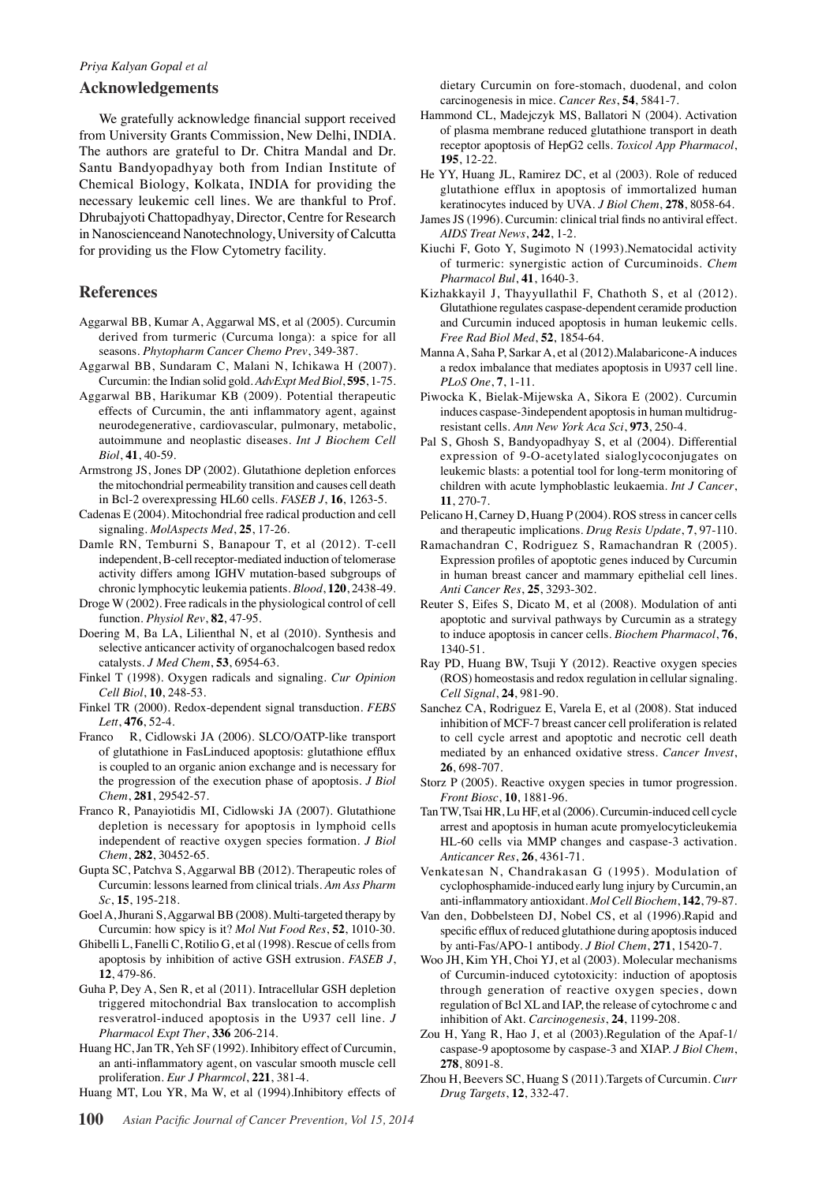## Acknowledgements

We gratefully acknowledge financial support received from University Grants Commission, New Delhi, INDIA. The authors are grateful to Dr. Chitra Mandal and Dr. Santu Bandyopadhyay both from Indian Institute of Chemical Biology, Kolkata, INDIA for providing the necessary leukemic cell lines. We are thankful to Prof. Dhrubajyoti Chattopadhyay, Director, Centre for Research in Nanoscienceand Nanotechnology, University of Calcutta for providing us the Flow Cytometry facility.

## References

Aggarwal BB, Kumar A, Aggarwal MS, et al (2005). Curcumin derived from turmeric (Curcuma longa): a spice for all seasons. *Phytopharm Cancer Chemo Prev*, 349-387.

Aggarwal BB, Sundaram C, Malani N, Ichikawa H (2007). Curcumin: the Indian solid gold. *AdvExpt Med Biol*, **595**, 1-75.

Aggarwal BB, Harikumar KB (2009). Potential therapeutic effects of Curcumin, the anti inflammatory agent, against neurodegenerative, cardiovascular, pulmonary, metabolic, autoimmune and neoplastic diseases. *Int J Biochem Cell Biol*, **41**, 40-59.

Armstrong JS, Jones DP (2002). Glutathione depletion enforces the mitochondrial permeability transition and causes cell death in Bcl-2 overexpressing HL60 cells. *FASEB J*, **16**, 1263-5.

Cadenas E (2004). Mitochondrial free radical production and cell signaling. *MolAspects Med*, **25**, 17-26.

Damle RN, Temburni S, Banapour T, et al (2012). T-cell independent, B-cell receptor-mediated induction of telomerase activity differs among IGHV mutation-based subgroups of chronic lymphocytic leukemia patients. *Blood*, **120**, 2438-49.

Droge W (2002). Free radicals in the physiological control of cell function. *Physiol Rev*, **82**, 47-95.

Doering M, Ba LA, Lilienthal N, et al (2010). Synthesis and selective anticancer activity of organochalcogen based redox catalysts. *J Med Chem*, **53**, 6954-63.

Finkel T (1998). Oxygen radicals and signaling. *Cur Opinion Cell Biol*, **10**, 248-53.

Finkel TR (2000). Redox-dependent signal transduction. *FEBS Lett*, **476**, 52-4.

Franco R, Cidlowski JA (2006). SLCO/OATP-like transport of glutathione in FasLinduced apoptosis: glutathione efflux is coupled to an organic anion exchange and is necessary for the progression of the execution phase of apoptosis. *J Biol Chem*, **281**, 29542-57.

Franco R, Panayiotidis MI, Cidlowski JA (2007). Glutathione depletion is necessary for apoptosis in lymphoid cells independent of reactive oxygen species formation. *J Biol Chem*, **282**, 30452-65.

Gupta SC, Patchva S, Aggarwal BB (2012). Therapeutic roles of Curcumin: lessons learned from clinical trials. *Am Ass Pharm Sc*, **15**, 195-218.

Goel A, Jhurani S, Aggarwal BB (2008). Multi-targeted therapy by Curcumin: how spicy is it? *Mol Nut Food Res*, **52**, 1010-30.

Ghibelli L, Fanelli C, Rotilio G, et al (1998). Rescue of cells from apoptosis by inhibition of active GSH extrusion. *FASEB J*, **12**, 479-86.

Guha P, Dey A, Sen R, et al (2011). Intracellular GSH depletion triggered mitochondrial Bax translocation to accomplish resveratrol-induced apoptosis in the U937 cell line. *J Pharmacol Expt Ther*, **336** 206-214.

Huang HC, Jan TR, Yeh SF (1992). Inhibitory effect of Curcumin, an anti-inflammatory agent, on vascular smooth muscle cell proliferation. *Eur J Pharmcol*, **221**, 381-4.

Huang MT, Lou YR, Ma W, et al (1994).Inhibitory effects of dietary Curcumin on fore-stomach, duodenal, and colon carcinogenesis in mice. *Cancer Res*, **54**, 5841-7.

Hammond CL, Madejczyk MS, Ballatori N (2004). Activation of plasma membrane reduced glutathione transport in death receptor apoptosis of HepG2 cells. *Toxicol App Pharmacol*, **195**, 12-22.

He YY, Huang JL, Ramirez DC, et al (2003). Role of reduced glutathione efflux in apoptosis of immortalized human keratinocytes induced by UVA. *J Biol Chem*, **278**, 8058-64.

James JS (1996). Curcumin: clinical trial finds no antiviral effect. *AIDS Treat News*, **242**, 1-2.

Kiuchi F, Goto Y, Sugimoto N (1993).Nematocidal activity of turmeric: synergistic action of Curcuminoids. *Chem Pharmacol Bul*, **41**, 1640-3.

Kizhakkayil J, Thayyullathil F, Chathoth S, et al (2012). Glutathione regulates caspase-dependent ceramide production and Curcumin induced apoptosis in human leukemic cells. *Free Rad Biol Med*, **52**, 1854-64.

Manna A, Saha P, Sarkar A, et al (2012).Malabaricone-A induces a redox imbalance that mediates apoptosis in U937 cell line. *PLoS One*, **7**, 1-11.

Piwocka K, Bielak-Mijewska A, Sikora E (2002). Curcumin induces caspase-3independent apoptosis in human multidrug-resistant cells. *Ann New York Aca Sci*, **973**, 250-4.

Pal S, Ghosh S, Bandyopadhyay S, et al (2004). Differential expression of 9-O-acetylated sialoglycoconjugates on leukemic blasts: a potential tool for long-term monitoring of children with acute lymphoblastic leukaemia. *Int J Cancer*, **11**, 270-7.

Pelicano H, Carney D, Huang P (2004). ROS stress in cancer cells and therapeutic implications. *Drug Resis Update*, **7**, 97-110.

Ramachandran C, Rodriguez S, Ramachandran R (2005). Expression profiles of apoptotic genes induced by Curcumin in human breast cancer and mammary epithelial cell lines. *Anti Cancer Res*, **25**, 3293-302.

Reuter S, Eifes S, Dicato M, et al (2008). Modulation of anti apoptotic and survival pathways by Curcumin as a strategy to induce apoptosis in cancer cells. *Biochem Pharmacol*, **76**, 1340-51.

Ray PD, Huang BW, Tsuji Y (2012). Reactive oxygen species (ROS) homeostasis and redox regulation in cellular signaling. *Cell Signal*, **24**, 981-90.

Sanchez CA, Rodriguez E, Varela E, et al (2008). Stat induced inhibition of MCF-7 breast cancer cell proliferation is related to cell cycle arrest and apoptotic and necrotic cell death mediated by an enhanced oxidative stress. *Cancer Invest*, **26**, 698-707.

Storz P (2005). Reactive oxygen species in tumor progression. *Front Biosc*, **10**, 1881-96.

Tan TW, Tsai HR, Lu HF, et al (2006). Curcumin-induced cell cycle arrest and apoptosis in human acute promyelocyticleukemia HL-60 cells via MMP changes and caspase-3 activation. *Anticancer Res*, **26**, 4361-71.

Venkatesan N, Chandrakasan G (1995). Modulation of cyclophosphamide-induced early lung injury by Curcumin, an anti-inflammatory antioxidant. *Mol Cell Biochem*, **142**, 79-87.

Van den, Dobbelsteen DJ, Nobel CS, et al (1996).Rapid and specific efflux of reduced glutathione during apoptosis induced by anti-Fas/APO-1 antibody. *J Biol Chem*, **271**, 15420-7.

Woo JH, Kim YH, Choi YJ, et al (2003). Molecular mechanisms of Curcumin-induced cytotoxicity: induction of apoptosis through generation of reactive oxygen species, down regulation of Bcl XL and IAP, the release of cytochrome c and inhibition of Akt. *Carcinogenesis*, **24**, 1199-208.

Zou H, Yang R, Hao J, et al (2003).Regulation of the Apaf-1/caspase-9 apoptosome by caspase-3 and XIAP. *J Biol Chem*, **278**, 8091-8.

Zhou H, Beevers SC, Huang S (2011).Targets of Curcumin. *Curr Drug Targets*, **12**, 332-47.